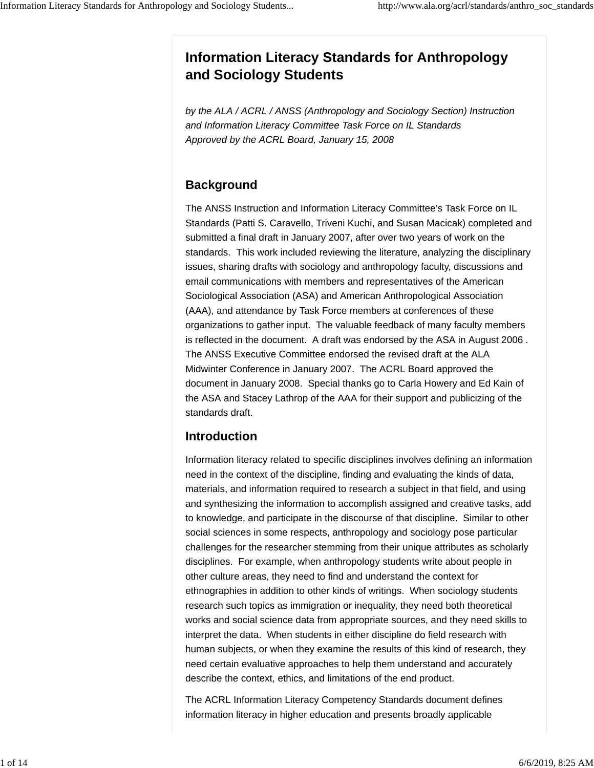# Information Literacy Standards for Anthropology and Sociology Students

*by the ALA / ACRL / ANSS (Anthropology and Sociology Section) Instruction and Information Literacy Committee Task Force on IL Standards*
*Approved by the ACRL Board, January 15, 2008*

## Background

The ANSS Instruction and Information Literacy Committee's Task Force on IL Standards (Patti S. Caravello, Triveni Kuchi, and Susan Macicak) completed and submitted a final draft in January 2007, after over two years of work on the standards. This work included reviewing the literature, analyzing the disciplinary issues, sharing drafts with sociology and anthropology faculty, discussions and email communications with members and representatives of the American Sociological Association (ASA) and American Anthropological Association (AAA), and attendance by Task Force members at conferences of these organizations to gather input. The valuable feedback of many faculty members is reflected in the document. A draft was endorsed by the ASA in August 2006 . The ANSS Executive Committee endorsed the revised draft at the ALA Midwinter Conference in January 2007. The ACRL Board approved the document in January 2008. Special thanks go to Carla Howery and Ed Kain of the ASA and Stacey Lathrop of the AAA for their support and publicizing of the standards draft.

## Introduction

Information literacy related to specific disciplines involves defining an information need in the context of the discipline, finding and evaluating the kinds of data, materials, and information required to research a subject in that field, and using and synthesizing the information to accomplish assigned and creative tasks, add to knowledge, and participate in the discourse of that discipline. Similar to other social sciences in some respects, anthropology and sociology pose particular challenges for the researcher stemming from their unique attributes as scholarly disciplines. For example, when anthropology students write about people in other culture areas, they need to find and understand the context for ethnographies in addition to other kinds of writings. When sociology students research such topics as immigration or inequality, they need both theoretical works and social science data from appropriate sources, and they need skills to interpret the data. When students in either discipline do field research with human subjects, or when they examine the results of this kind of research, they need certain evaluative approaches to help them understand and accurately describe the context, ethics, and limitations of the end product.

The ACRL Information Literacy Competency Standards document defines information literacy in higher education and presents broadly applicable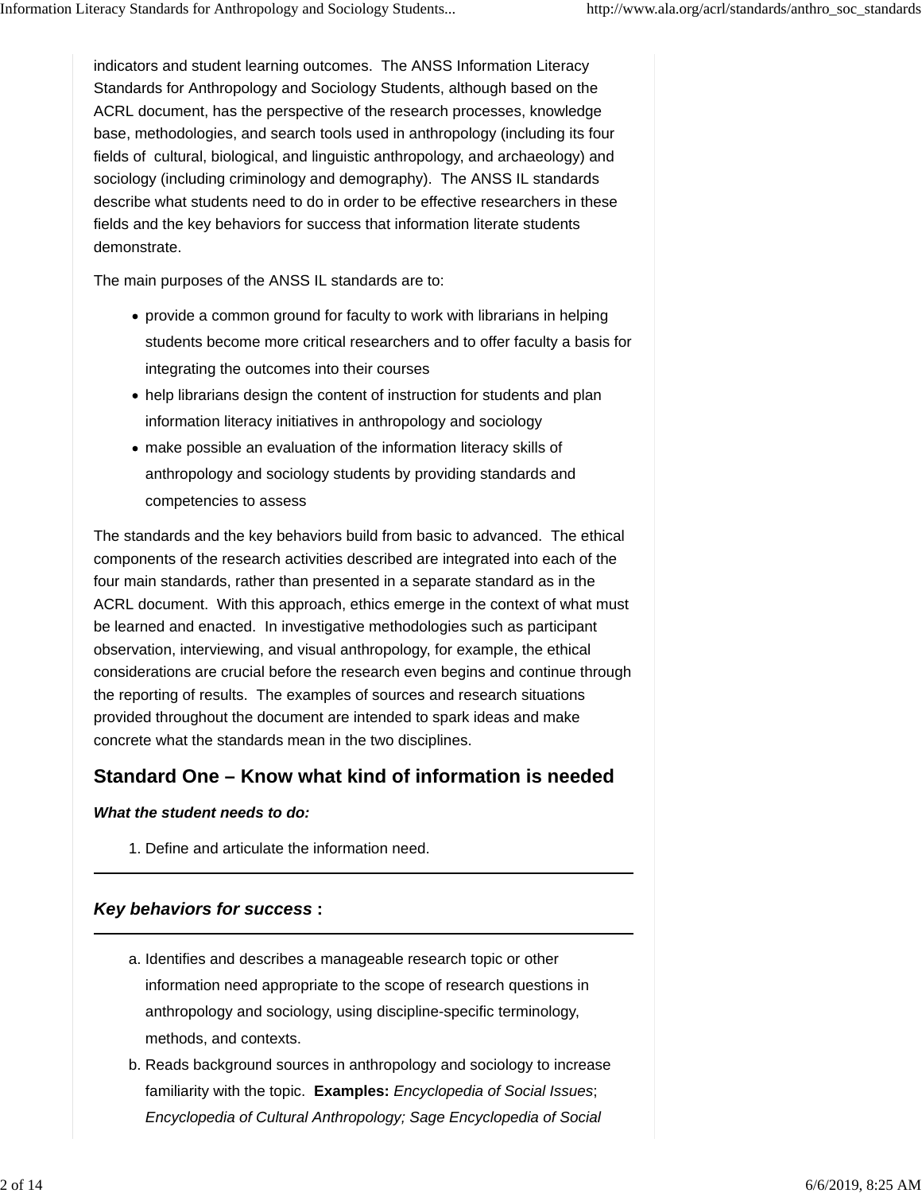indicators and student learning outcomes. The ANSS Information Literacy Standards for Anthropology and Sociology Students, although based on the ACRL document, has the perspective of the research processes, knowledge base, methodologies, and search tools used in anthropology (including its four fields of cultural, biological, and linguistic anthropology, and archaeology) and sociology (including criminology and demography). The ANSS IL standards describe what students need to do in order to be effective researchers in these fields and the key behaviors for success that information literate students demonstrate.

The main purposes of the ANSS IL standards are to:

- provide a common ground for faculty to work with librarians in helping students become more critical researchers and to offer faculty a basis for integrating the outcomes into their courses
- help librarians design the content of instruction for students and plan information literacy initiatives in anthropology and sociology
- make possible an evaluation of the information literacy skills of anthropology and sociology students by providing standards and competencies to assess

The standards and the key behaviors build from basic to advanced. The ethical components of the research activities described are integrated into each of the four main standards, rather than presented in a separate standard as in the ACRL document. With this approach, ethics emerge in the context of what must be learned and enacted. In investigative methodologies such as participant observation, interviewing, and visual anthropology, for example, the ethical considerations are crucial before the research even begins and continue through the reporting of results. The examples of sources and research situations provided throughout the document are intended to spark ideas and make concrete what the standards mean in the two disciplines.

## Standard One – Know what kind of information is needed

***What the student needs to do:***

1. Define and articulate the information need.

---

### *Key behaviors for success* :

---

a. Identifies and describes a manageable research topic or other information need appropriate to the scope of research questions in anthropology and sociology, using discipline-specific terminology, methods, and contexts.

b. Reads background sources in anthropology and sociology to increase familiarity with the topic. **Examples:** *Encyclopedia of Social Issues*; *Encyclopedia of Cultural Anthropology; Sage Encyclopedia of Social*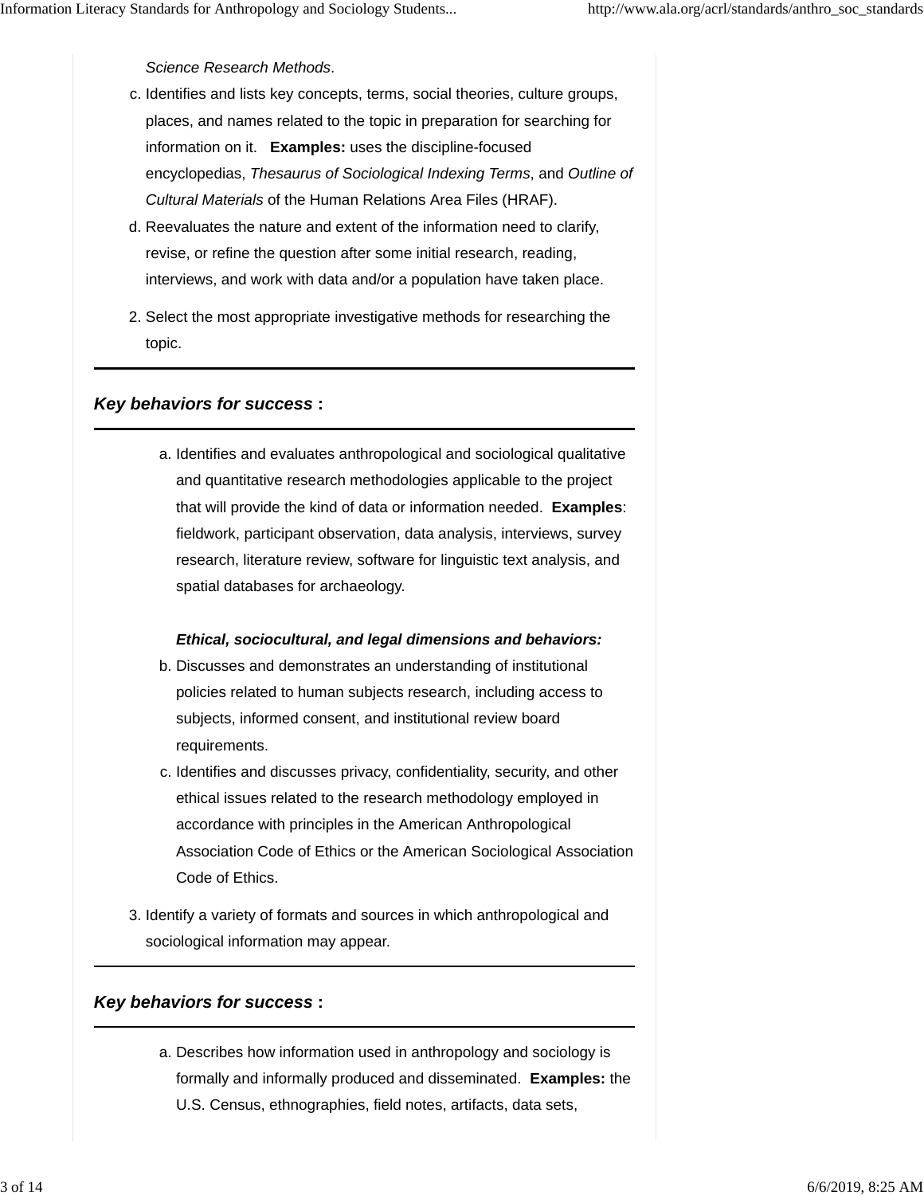*Science Research Methods*.

c. Identifies and lists key concepts, terms, social theories, culture groups, places, and names related to the topic in preparation for searching for information on it. **Examples:** uses the discipline-focused encyclopedias, *Thesaurus of Sociological Indexing Terms*, and *Outline of Cultural Materials* of the Human Relations Area Files (HRAF).
d. Reevaluates the nature and extent of the information need to clarify, revise, or refine the question after some initial research, reading, interviews, and work with data and/or a population have taken place.

2. Select the most appropriate investigative methods for researching the topic.

---

### *Key behaviors for success* :

---

a. Identifies and evaluates anthropological and sociological qualitative and quantitative research methodologies applicable to the project that will provide the kind of data or information needed. **Examples**: fieldwork, participant observation, data analysis, interviews, survey research, literature review, software for linguistic text analysis, and spatial databases for archaeology.

***Ethical, sociocultural, and legal dimensions and behaviors:***

b. Discusses and demonstrates an understanding of institutional policies related to human subjects research, including access to subjects, informed consent, and institutional review board requirements.
c. Identifies and discusses privacy, confidentiality, security, and other ethical issues related to the research methodology employed in accordance with principles in the American Anthropological Association Code of Ethics or the American Sociological Association Code of Ethics.

3. Identify a variety of formats and sources in which anthropological and sociological information may appear.

---

### *Key behaviors for success* :

---

a. Describes how information used in anthropology and sociology is formally and informally produced and disseminated. **Examples:** the U.S. Census, ethnographies, field notes, artifacts, data sets,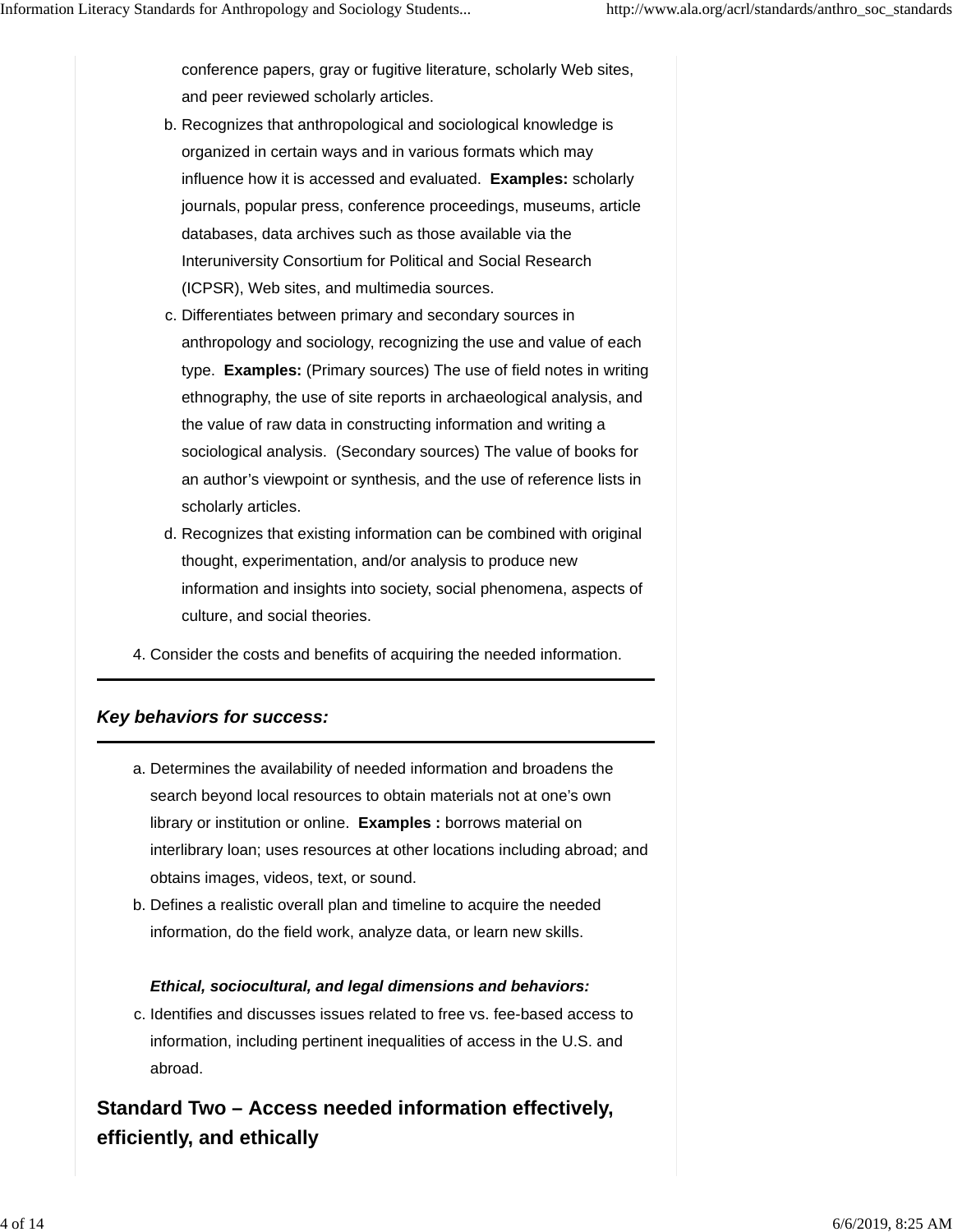conference papers, gray or fugitive literature, scholarly Web sites, and peer reviewed scholarly articles.

b. Recognizes that anthropological and sociological knowledge is organized in certain ways and in various formats which may influence how it is accessed and evaluated. **Examples:** scholarly journals, popular press, conference proceedings, museums, article databases, data archives such as those available via the Interuniversity Consortium for Political and Social Research (ICPSR), Web sites, and multimedia sources.

c. Differentiates between primary and secondary sources in anthropology and sociology, recognizing the use and value of each type. **Examples:** (Primary sources) The use of field notes in writing ethnography, the use of site reports in archaeological analysis, and the value of raw data in constructing information and writing a sociological analysis. (Secondary sources) The value of books for an author's viewpoint or synthesis, and the use of reference lists in scholarly articles.

d. Recognizes that existing information can be combined with original thought, experimentation, and/or analysis to produce new information and insights into society, social phenomena, aspects of culture, and social theories.

4. Consider the costs and benefits of acquiring the needed information.

---

***Key behaviors for success:***

---

a. Determines the availability of needed information and broadens the search beyond local resources to obtain materials not at one's own library or institution or online. **Examples :** borrows material on interlibrary loan; uses resources at other locations including abroad; and obtains images, videos, text, or sound.

b. Defines a realistic overall plan and timeline to acquire the needed information, do the field work, analyze data, or learn new skills.

***Ethical, sociocultural, and legal dimensions and behaviors:***

c. Identifies and discusses issues related to free vs. fee-based access to information, including pertinent inequalities of access in the U.S. and abroad.

## Standard Two – Access needed information effectively, efficiently, and ethically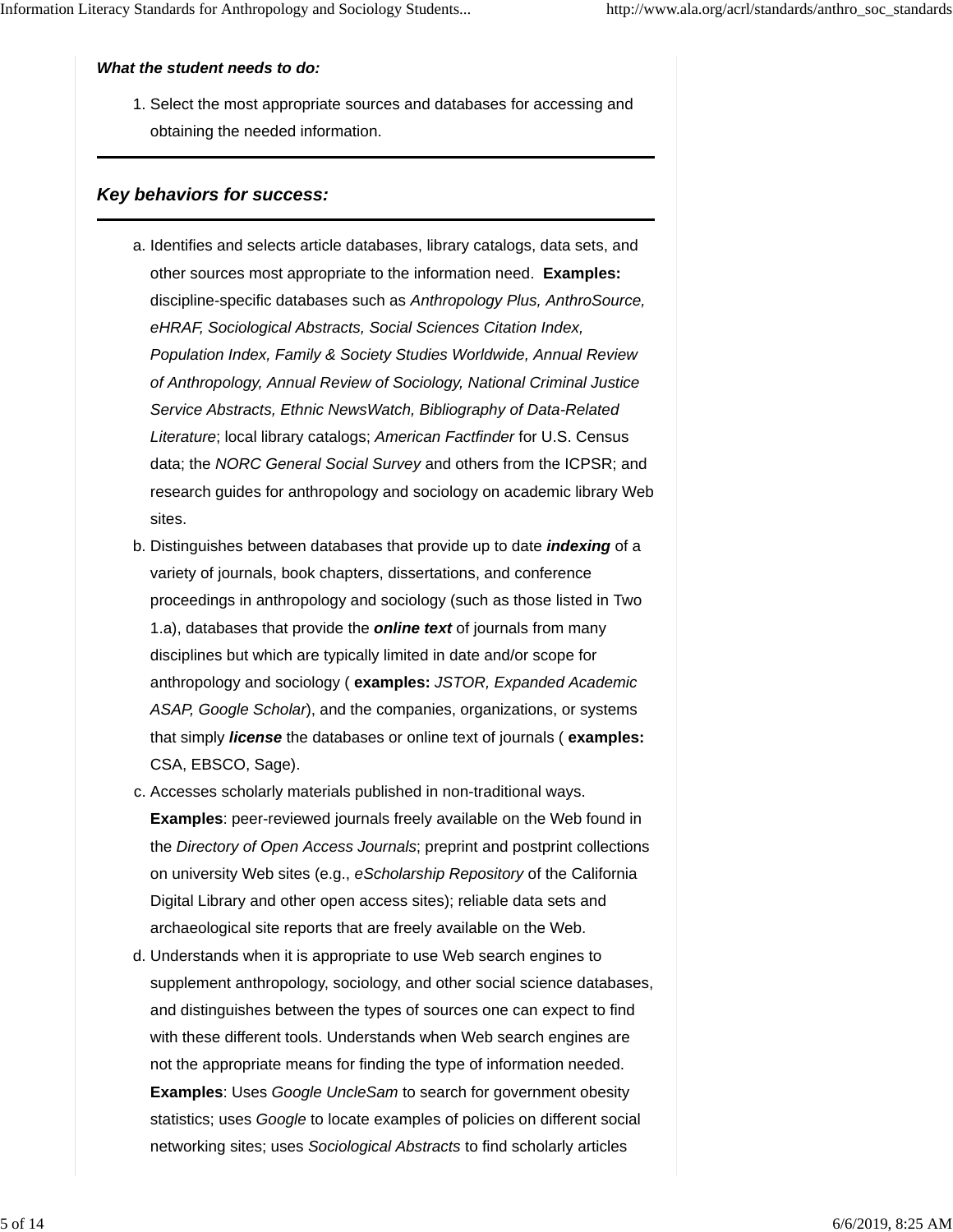***What the student needs to do:***

1. Select the most appropriate sources and databases for accessing and obtaining the needed information.

---

### *Key behaviors for success:*

---

a. Identifies and selects article databases, library catalogs, data sets, and other sources most appropriate to the information need. **Examples:** discipline-specific databases such as *Anthropology Plus, AnthroSource, eHRAF, Sociological Abstracts, Social Sciences Citation Index, Population Index, Family & Society Studies Worldwide, Annual Review of Anthropology, Annual Review of Sociology, National Criminal Justice Service Abstracts, Ethnic NewsWatch, Bibliography of Data-Related Literature*; local library catalogs; *American Factfinder* for U.S. Census data; the *NORC General Social Survey* and others from the ICPSR; and research guides for anthropology and sociology on academic library Web sites.

b. Distinguishes between databases that provide up to date ***indexing*** of a variety of journals, book chapters, dissertations, and conference proceedings in anthropology and sociology (such as those listed in Two 1.a), databases that provide the ***online text*** of journals from many disciplines but which are typically limited in date and/or scope for anthropology and sociology ( **examples:** *JSTOR, Expanded Academic ASAP, Google Scholar*), and the companies, organizations, or systems that simply ***license*** the databases or online text of journals ( **examples:** CSA, EBSCO, Sage).

c. Accesses scholarly materials published in non-traditional ways. **Examples**: peer-reviewed journals freely available on the Web found in the *Directory of Open Access Journals*; preprint and postprint collections on university Web sites (e.g., *eScholarship Repository* of the California Digital Library and other open access sites); reliable data sets and archaeological site reports that are freely available on the Web.

d. Understands when it is appropriate to use Web search engines to supplement anthropology, sociology, and other social science databases, and distinguishes between the types of sources one can expect to find with these different tools. Understands when Web search engines are not the appropriate means for finding the type of information needed. **Examples**: Uses *Google UncleSam* to search for government obesity statistics; uses *Google* to locate examples of policies on different social networking sites; uses *Sociological Abstracts* to find scholarly articles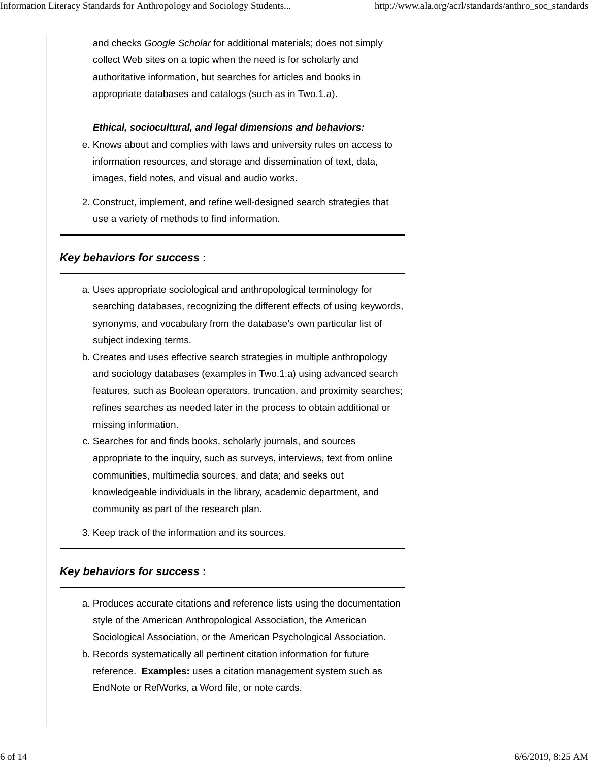and checks *Google Scholar* for additional materials; does not simply collect Web sites on a topic when the need is for scholarly and authoritative information, but searches for articles and books in appropriate databases and catalogs (such as in Two.1.a).

***Ethical, sociocultural, and legal dimensions and behaviors:***

e. Knows about and complies with laws and university rules on access to information resources, and storage and dissemination of text, data, images, field notes, and visual and audio works.

2. Construct, implement, and refine well-designed search strategies that use a variety of methods to find information.

---

### *Key behaviors for success* :

---

a. Uses appropriate sociological and anthropological terminology for searching databases, recognizing the different effects of using keywords, synonyms, and vocabulary from the database's own particular list of subject indexing terms.
b. Creates and uses effective search strategies in multiple anthropology and sociology databases (examples in Two.1.a) using advanced search features, such as Boolean operators, truncation, and proximity searches; refines searches as needed later in the process to obtain additional or missing information.
c. Searches for and finds books, scholarly journals, and sources appropriate to the inquiry, such as surveys, interviews, text from online communities, multimedia sources, and data; and seeks out knowledgeable individuals in the library, academic department, and community as part of the research plan.

3. Keep track of the information and its sources.

---

### *Key behaviors for success* :

---

a. Produces accurate citations and reference lists using the documentation style of the American Anthropological Association, the American Sociological Association, or the American Psychological Association.
b. Records systematically all pertinent citation information for future reference. **Examples:** uses a citation management system such as EndNote or RefWorks, a Word file, or note cards.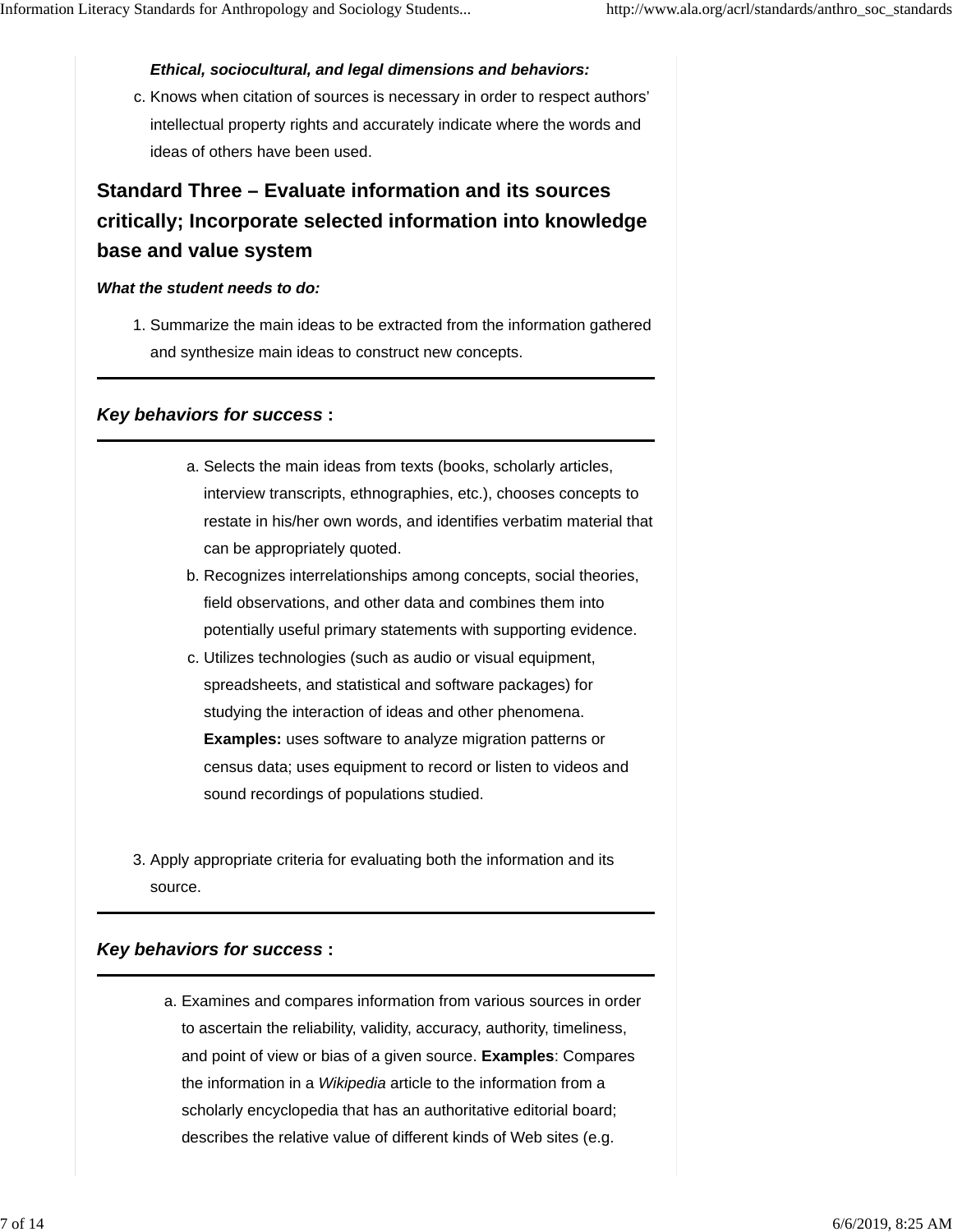***Ethical, sociocultural, and legal dimensions and behaviors:***

c. Knows when citation of sources is necessary in order to respect authors' intellectual property rights and accurately indicate where the words and ideas of others have been used.

## Standard Three – Evaluate information and its sources critically; Incorporate selected information into knowledge base and value system

***What the student needs to do:***

1. Summarize the main ideas to be extracted from the information gathered and synthesize main ideas to construct new concepts.

---

### *Key behaviors for success* :

---

a. Selects the main ideas from texts (books, scholarly articles, interview transcripts, ethnographies, etc.), chooses concepts to restate in his/her own words, and identifies verbatim material that can be appropriately quoted.
b. Recognizes interrelationships among concepts, social theories, field observations, and other data and combines them into potentially useful primary statements with supporting evidence.
c. Utilizes technologies (such as audio or visual equipment, spreadsheets, and statistical and software packages) for studying the interaction of ideas and other phenomena. **Examples:** uses software to analyze migration patterns or census data; uses equipment to record or listen to videos and sound recordings of populations studied.

3. Apply appropriate criteria for evaluating both the information and its source.

---

### *Key behaviors for success* :

---

a. Examines and compares information from various sources in order to ascertain the reliability, validity, accuracy, authority, timeliness, and point of view or bias of a given source. **Examples**: Compares the information in a *Wikipedia* article to the information from a scholarly encyclopedia that has an authoritative editorial board; describes the relative value of different kinds of Web sites (e.g.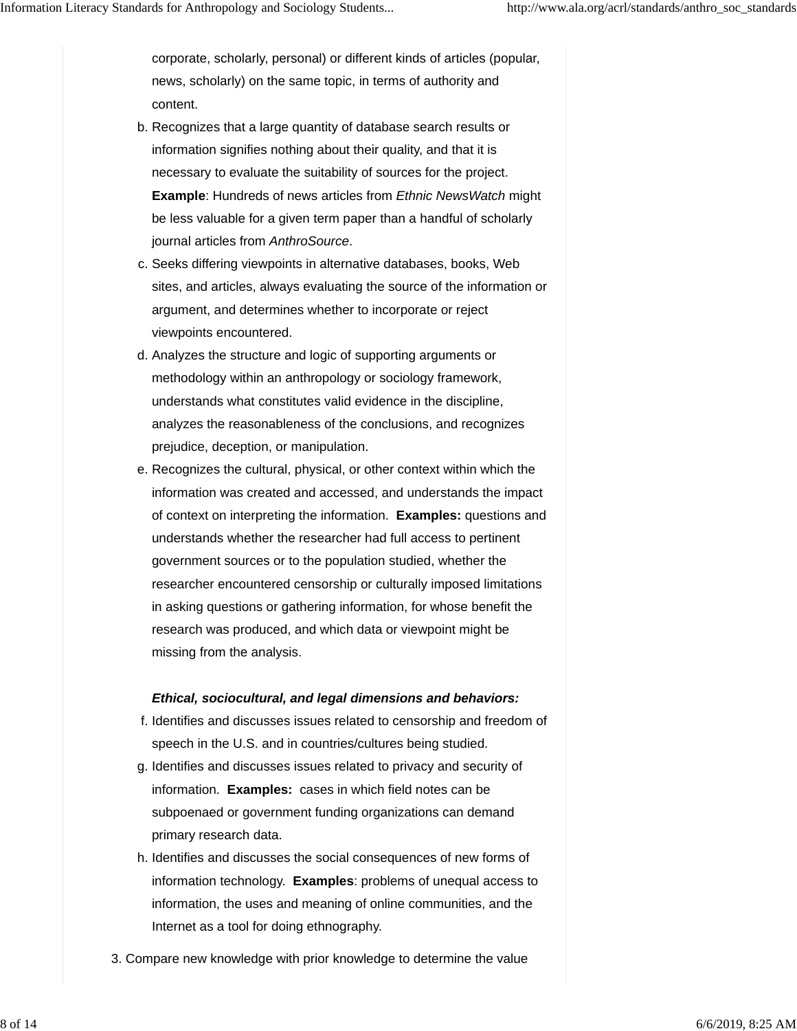corporate, scholarly, personal) or different kinds of articles (popular, news, scholarly) on the same topic, in terms of authority and content.

b. Recognizes that a large quantity of database search results or information signifies nothing about their quality, and that it is necessary to evaluate the suitability of sources for the project. **Example**: Hundreds of news articles from *Ethnic NewsWatch* might be less valuable for a given term paper than a handful of scholarly journal articles from *AnthroSource*.

c. Seeks differing viewpoints in alternative databases, books, Web sites, and articles, always evaluating the source of the information or argument, and determines whether to incorporate or reject viewpoints encountered.

d. Analyzes the structure and logic of supporting arguments or methodology within an anthropology or sociology framework, understands what constitutes valid evidence in the discipline, analyzes the reasonableness of the conclusions, and recognizes prejudice, deception, or manipulation.

e. Recognizes the cultural, physical, or other context within which the information was created and accessed, and understands the impact of context on interpreting the information. **Examples:** questions and understands whether the researcher had full access to pertinent government sources or to the population studied, whether the researcher encountered censorship or culturally imposed limitations in asking questions or gathering information, for whose benefit the research was produced, and which data or viewpoint might be missing from the analysis.

***Ethical, sociocultural, and legal dimensions and behaviors:***

f. Identifies and discusses issues related to censorship and freedom of speech in the U.S. and in countries/cultures being studied.

g. Identifies and discusses issues related to privacy and security of information. **Examples:** cases in which field notes can be subpoenaed or government funding organizations can demand primary research data.

h. Identifies and discusses the social consequences of new forms of information technology. **Examples**: problems of unequal access to information, the uses and meaning of online communities, and the Internet as a tool for doing ethnography.

3. Compare new knowledge with prior knowledge to determine the value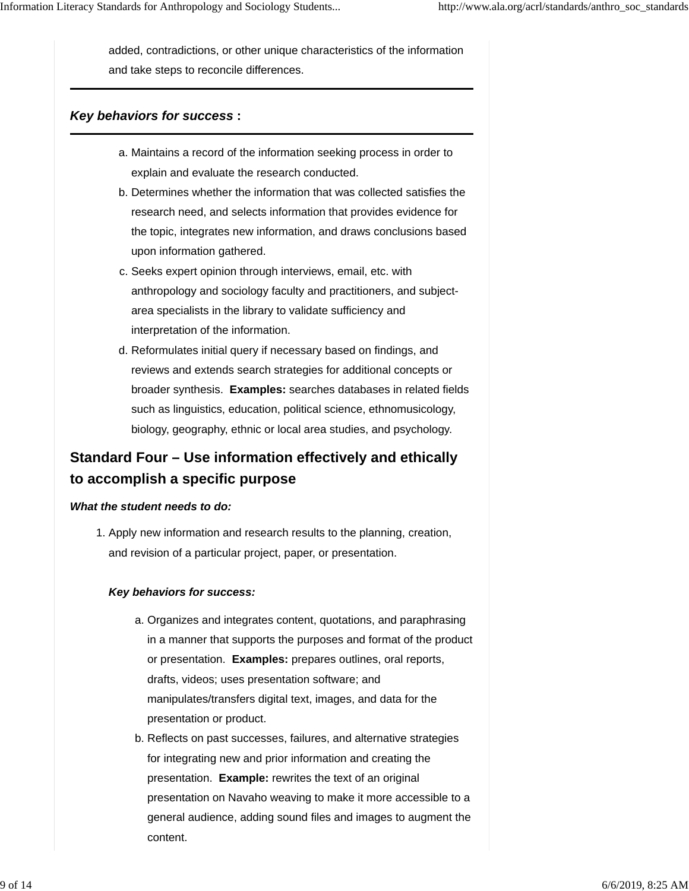added, contradictions, or other unique characteristics of the information and take steps to reconcile differences.

---

***Key behaviors for success* :**

---

a. Maintains a record of the information seeking process in order to explain and evaluate the research conducted.
b. Determines whether the information that was collected satisfies the research need, and selects information that provides evidence for the topic, integrates new information, and draws conclusions based upon information gathered.
c. Seeks expert opinion through interviews, email, etc. with anthropology and sociology faculty and practitioners, and subject-area specialists in the library to validate sufficiency and interpretation of the information.
d. Reformulates initial query if necessary based on findings, and reviews and extends search strategies for additional concepts or broader synthesis. **Examples:** searches databases in related fields such as linguistics, education, political science, ethnomusicology, biology, geography, ethnic or local area studies, and psychology.

## Standard Four – Use information effectively and ethically to accomplish a specific purpose

***What the student needs to do:***

1. Apply new information and research results to the planning, creation, and revision of a particular project, paper, or presentation.

   ***Key behaviors for success:***

   a. Organizes and integrates content, quotations, and paraphrasing in a manner that supports the purposes and format of the product or presentation. **Examples:** prepares outlines, oral reports, drafts, videos; uses presentation software; and manipulates/transfers digital text, images, and data for the presentation or product.
   b. Reflects on past successes, failures, and alternative strategies for integrating new and prior information and creating the presentation. **Example:** rewrites the text of an original presentation on Navaho weaving to make it more accessible to a general audience, adding sound files and images to augment the content.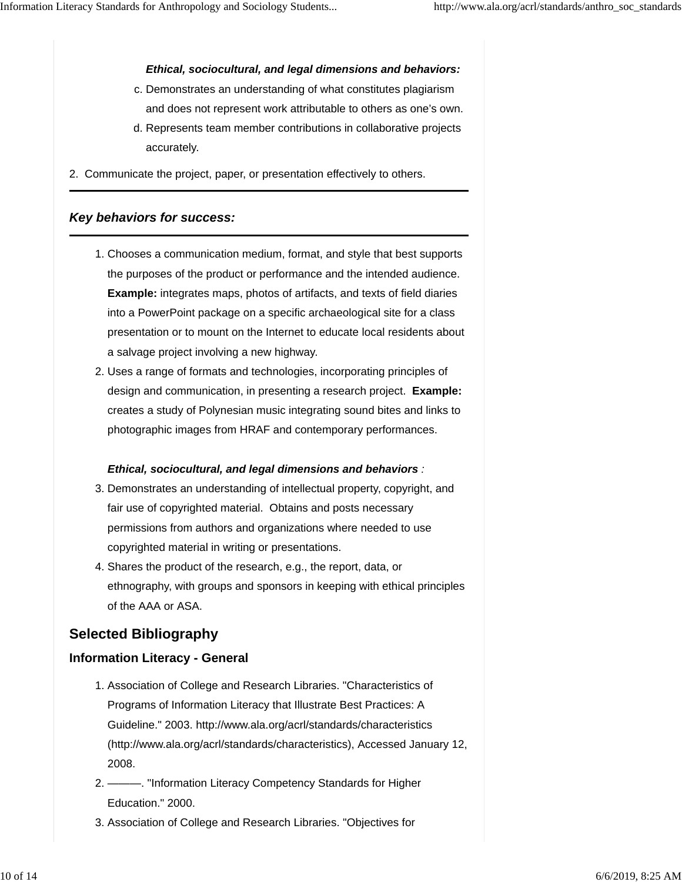*Ethical, sociocultural, and legal dimensions and behaviors:*

c. Demonstrates an understanding of what constitutes plagiarism and does not represent work attributable to others as one's own.
d. Represents team member contributions in collaborative projects accurately.

2. Communicate the project, paper, or presentation effectively to others.

---

### *Key behaviors for success:*

---

1. Chooses a communication medium, format, and style that best supports the purposes of the product or performance and the intended audience. **Example:** integrates maps, photos of artifacts, and texts of field diaries into a PowerPoint package on a specific archaeological site for a class presentation or to mount on the Internet to educate local residents about a salvage project involving a new highway.
2. Uses a range of formats and technologies, incorporating principles of design and communication, in presenting a research project. **Example:** creates a study of Polynesian music integrating sound bites and links to photographic images from HRAF and contemporary performances.

*Ethical, sociocultural, and legal dimensions and behaviors* :

3. Demonstrates an understanding of intellectual property, copyright, and fair use of copyrighted material. Obtains and posts necessary permissions from authors and organizations where needed to use copyrighted material in writing or presentations.
4. Shares the product of the research, e.g., the report, data, or ethnography, with groups and sponsors in keeping with ethical principles of the AAA or ASA.

## Selected Bibliography

### Information Literacy - General

1. Association of College and Research Libraries. "Characteristics of Programs of Information Literacy that Illustrate Best Practices: A Guideline." 2003. http://www.ala.org/acrl/standards/characteristics (http://www.ala.org/acrl/standards/characteristics), Accessed January 12, 2008.
2. ———. "Information Literacy Competency Standards for Higher Education." 2000.
3. Association of College and Research Libraries. "Objectives for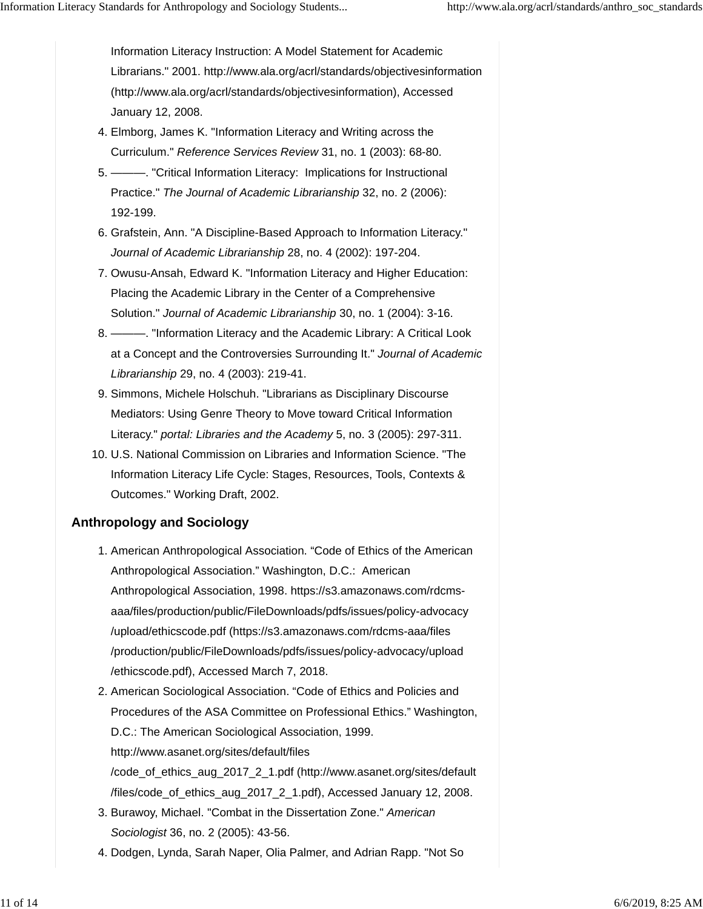Information Literacy Instruction: A Model Statement for Academic Librarians." 2001. http://www.ala.org/acrl/standards/objectivesinformation (http://www.ala.org/acrl/standards/objectivesinformation), Accessed January 12, 2008.

4. Elmborg, James K. "Information Literacy and Writing across the Curriculum." *Reference Services Review* 31, no. 1 (2003): 68-80.
5. ———. "Critical Information Literacy: Implications for Instructional Practice." *The Journal of Academic Librarianship* 32, no. 2 (2006): 192-199.
6. Grafstein, Ann. "A Discipline-Based Approach to Information Literacy." *Journal of Academic Librarianship* 28, no. 4 (2002): 197-204.
7. Owusu-Ansah, Edward K. "Information Literacy and Higher Education: Placing the Academic Library in the Center of a Comprehensive Solution." *Journal of Academic Librarianship* 30, no. 1 (2004): 3-16.
8. ———. "Information Literacy and the Academic Library: A Critical Look at a Concept and the Controversies Surrounding It." *Journal of Academic Librarianship* 29, no. 4 (2003): 219-41.
9. Simmons, Michele Holschuh. "Librarians as Disciplinary Discourse Mediators: Using Genre Theory to Move toward Critical Information Literacy." *portal: Libraries and the Academy* 5, no. 3 (2005): 297-311.
10. U.S. National Commission on Libraries and Information Science. "The Information Literacy Life Cycle: Stages, Resources, Tools, Contexts & Outcomes." Working Draft, 2002.

### Anthropology and Sociology

1. American Anthropological Association. “Code of Ethics of the American Anthropological Association.” Washington, D.C.: American Anthropological Association, 1998. https://s3.amazonaws.com/rdcms-aaa/files/production/public/FileDownloads/pdfs/issues/policy-advocacy/upload/ethicscode.pdf (https://s3.amazonaws.com/rdcms-aaa/files/production/public/FileDownloads/pdfs/issues/policy-advocacy/upload/ethicscode.pdf), Accessed March 7, 2018.
2. American Sociological Association. “Code of Ethics and Policies and Procedures of the ASA Committee on Professional Ethics.” Washington, D.C.: The American Sociological Association, 1999. http://www.asanet.org/sites/default/files/code_of_ethics_aug_2017_2_1.pdf (http://www.asanet.org/sites/default/files/code_of_ethics_aug_2017_2_1.pdf), Accessed January 12, 2008.
3. Burawoy, Michael. "Combat in the Dissertation Zone." *American Sociologist* 36, no. 2 (2005): 43-56.
4. Dodgen, Lynda, Sarah Naper, Olia Palmer, and Adrian Rapp. "Not So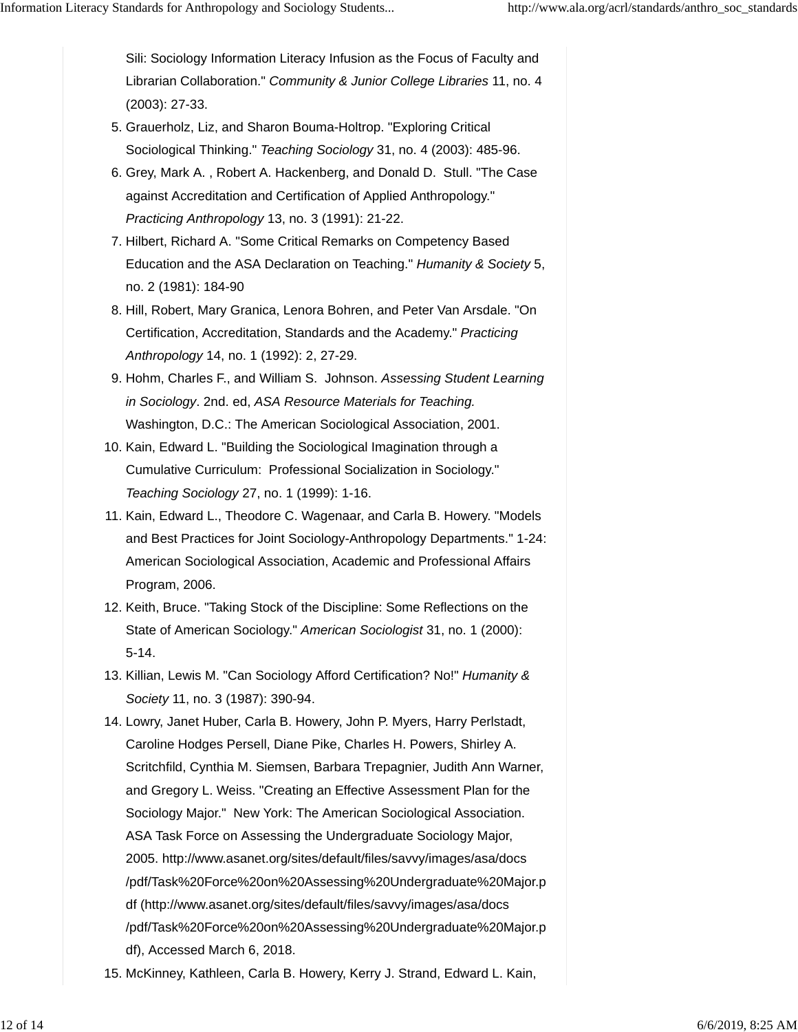Sili: Sociology Information Literacy Infusion as the Focus of Faculty and Librarian Collaboration." *Community & Junior College Libraries* 11, no. 4 (2003): 27-33.

5. Grauerholz, Liz, and Sharon Bouma-Holtrop. "Exploring Critical Sociological Thinking." *Teaching Sociology* 31, no. 4 (2003): 485-96.
6. Grey, Mark A. , Robert A. Hackenberg, and Donald D. Stull. "The Case against Accreditation and Certification of Applied Anthropology." *Practicing Anthropology* 13, no. 3 (1991): 21-22.
7. Hilbert, Richard A. "Some Critical Remarks on Competency Based Education and the ASA Declaration on Teaching." *Humanity & Society* 5, no. 2 (1981): 184-90
8. Hill, Robert, Mary Granica, Lenora Bohren, and Peter Van Arsdale. "On Certification, Accreditation, Standards and the Academy." *Practicing Anthropology* 14, no. 1 (1992): 2, 27-29.
9. Hohm, Charles F., and William S. Johnson. *Assessing Student Learning in Sociology*. 2nd. ed, *ASA Resource Materials for Teaching.* Washington, D.C.: The American Sociological Association, 2001.
10. Kain, Edward L. "Building the Sociological Imagination through a Cumulative Curriculum: Professional Socialization in Sociology." *Teaching Sociology* 27, no. 1 (1999): 1-16.
11. Kain, Edward L., Theodore C. Wagenaar, and Carla B. Howery. "Models and Best Practices for Joint Sociology-Anthropology Departments." 1-24: American Sociological Association, Academic and Professional Affairs Program, 2006.
12. Keith, Bruce. "Taking Stock of the Discipline: Some Reflections on the State of American Sociology." *American Sociologist* 31, no. 1 (2000): 5-14.
13. Killian, Lewis M. "Can Sociology Afford Certification? No!" *Humanity & Society* 11, no. 3 (1987): 390-94.
14. Lowry, Janet Huber, Carla B. Howery, John P. Myers, Harry Perlstadt, Caroline Hodges Persell, Diane Pike, Charles H. Powers, Shirley A. Scritchfild, Cynthia M. Siemsen, Barbara Trepagnier, Judith Ann Warner, and Gregory L. Weiss. "Creating an Effective Assessment Plan for the Sociology Major." New York: The American Sociological Association. ASA Task Force on Assessing the Undergraduate Sociology Major, 2005. http://www.asanet.org/sites/default/files/savvy/images/asa/docs/pdf/Task%20Force%20on%20Assessing%20Undergraduate%20Major.pdf (http://www.asanet.org/sites/default/files/savvy/images/asa/docs/pdf/Task%20Force%20on%20Assessing%20Undergraduate%20Major.pdf), Accessed March 6, 2018.
15. McKinney, Kathleen, Carla B. Howery, Kerry J. Strand, Edward L. Kain,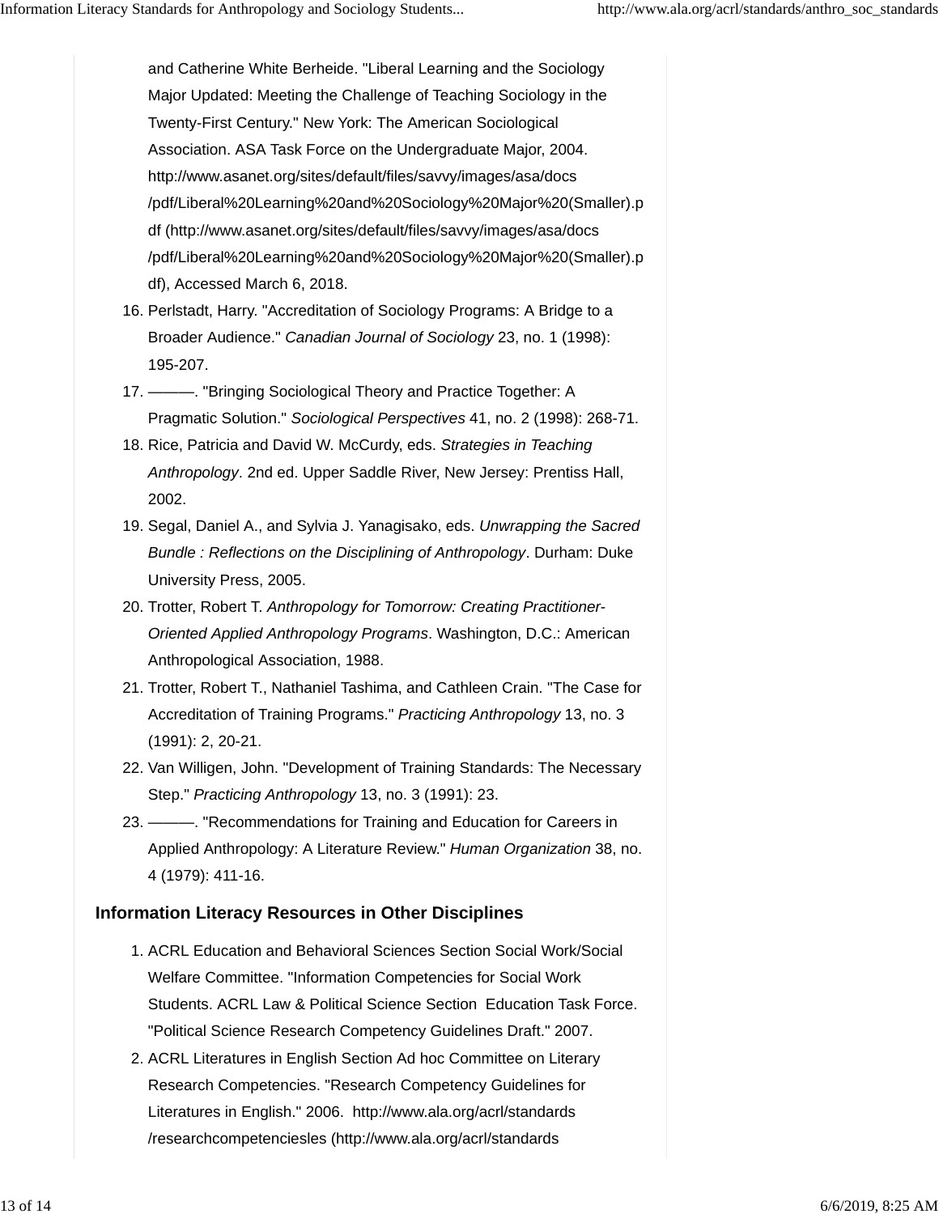and Catherine White Berheide. "Liberal Learning and the Sociology Major Updated: Meeting the Challenge of Teaching Sociology in the Twenty-First Century." New York: The American Sociological Association. ASA Task Force on the Undergraduate Major, 2004. http://www.asanet.org/sites/default/files/savvy/images/asa/docs/pdf/Liberal%20Learning%20and%20Sociology%20Major%20(Smaller).pdf (http://www.asanet.org/sites/default/files/savvy/images/asa/docs/pdf/Liberal%20Learning%20and%20Sociology%20Major%20(Smaller).pdf), Accessed March 6, 2018.

16. Perlstadt, Harry. "Accreditation of Sociology Programs: A Bridge to a Broader Audience." *Canadian Journal of Sociology* 23, no. 1 (1998): 195-207.
17. ———. "Bringing Sociological Theory and Practice Together: A Pragmatic Solution." *Sociological Perspectives* 41, no. 2 (1998): 268-71.
18. Rice, Patricia and David W. McCurdy, eds. *Strategies in Teaching Anthropology*. 2nd ed. Upper Saddle River, New Jersey: Prentiss Hall, 2002.
19. Segal, Daniel A., and Sylvia J. Yanagisako, eds. *Unwrapping the Sacred Bundle : Reflections on the Disciplining of Anthropology*. Durham: Duke University Press, 2005.
20. Trotter, Robert T. *Anthropology for Tomorrow: Creating Practitioner-Oriented Applied Anthropology Programs*. Washington, D.C.: American Anthropological Association, 1988.
21. Trotter, Robert T., Nathaniel Tashima, and Cathleen Crain. "The Case for Accreditation of Training Programs." *Practicing Anthropology* 13, no. 3 (1991): 2, 20-21.
22. Van Willigen, John. "Development of Training Standards: The Necessary Step." *Practicing Anthropology* 13, no. 3 (1991): 23.
23. ———. "Recommendations for Training and Education for Careers in Applied Anthropology: A Literature Review." *Human Organization* 38, no. 4 (1979): 411-16.

### Information Literacy Resources in Other Disciplines

1. ACRL Education and Behavioral Sciences Section Social Work/Social Welfare Committee. "Information Competencies for Social Work Students. ACRL Law & Political Science Section Education Task Force. "Political Science Research Competency Guidelines Draft." 2007.
2. ACRL Literatures in English Section Ad hoc Committee on Literary Research Competencies. "Research Competency Guidelines for Literatures in English." 2006. http://www.ala.org/acrl/standards/researchcompetenciesles (http://www.ala.org/acrl/standards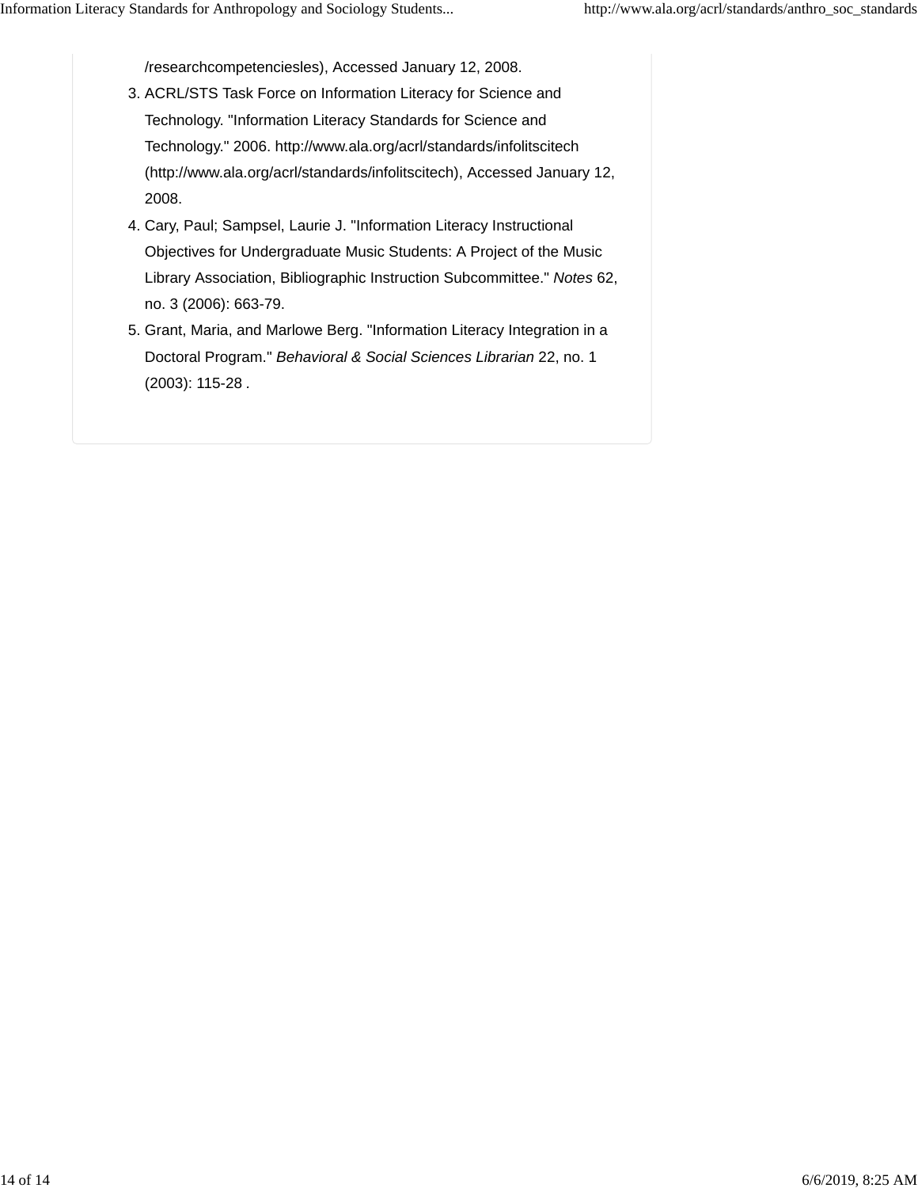/researchcompetenciesles), Accessed January 12, 2008.

3. ACRL/STS Task Force on Information Literacy for Science and Technology. "Information Literacy Standards for Science and Technology." 2006. http://www.ala.org/acrl/standards/infolitscitech (http://www.ala.org/acrl/standards/infolitscitech), Accessed January 12, 2008.
4. Cary, Paul; Sampsel, Laurie J. "Information Literacy Instructional Objectives for Undergraduate Music Students: A Project of the Music Library Association, Bibliographic Instruction Subcommittee." *Notes* 62, no. 3 (2006): 663-79.
5. Grant, Maria, and Marlowe Berg. "Information Literacy Integration in a Doctoral Program." *Behavioral & Social Sciences Librarian* 22, no. 1 (2003): 115-28 .